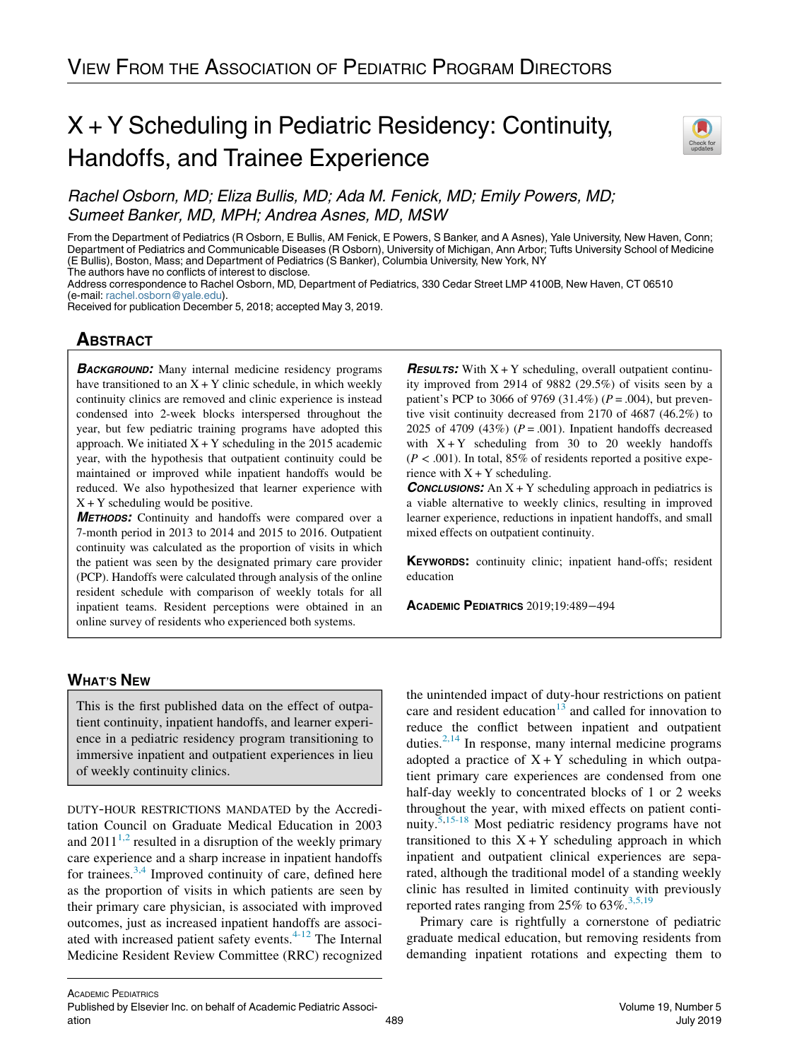VIEW FROM THE ASSOCIATION OF PEDIATRIC PROGRAM DIRECTORS

# X + Y Scheduling in Pediatric Residency: Continuity, Handoffs, and Trainee Experience

*Rachel Osborn, MD; Eliza Bullis, MD; Ada M. Fenick, MD; Emily Powers, MD; Sumeet Banker, MD, MPH; Andrea Asnes, MD, MSW*

From the Department of Pediatrics (R Osborn, E Bullis, AM Fenick, E Powers, S Banker, and A Asnes), Yale University, New Haven, Conn; Department of Pediatrics and Communicable Diseases (R Osborn), University of Michigan, Ann Arbor; Tufts University School of Medicine (E Bullis), Boston, Mass; and Department of Pediatrics (S Banker), Columbia University, New York, NY

The authors have no conflicts of interest to disclose.

Address correspondence to Rachel Osborn, MD, Department of Pediatrics, 330 Cedar Street LMP 4100B, New Haven, CT 06510 (e-mail: rachel.osborn@yale.edu).

Received for publication December 5, 2018; accepted May 3, 2019.

## ABSTRACT

***BACKGROUND:*** Many internal medicine residency programs have transitioned to an X + Y clinic schedule, in which weekly continuity clinics are removed and clinic experience is instead condensed into 2-week blocks interspersed throughout the year, but few pediatric training programs have adopted this approach. We initiated X + Y scheduling in the 2015 academic year, with the hypothesis that outpatient continuity could be maintained or improved while inpatient handoffs would be reduced. We also hypothesized that learner experience with X + Y scheduling would be positive.

***METHODS:*** Continuity and handoffs were compared over a 7-month period in 2013 to 2014 and 2015 to 2016. Outpatient continuity was calculated as the proportion of visits in which the patient was seen by the designated primary care provider (PCP). Handoffs were calculated through analysis of the online resident schedule with comparison of weekly totals for all inpatient teams. Resident perceptions were obtained in an online survey of residents who experienced both systems.

***RESULTS:*** With X + Y scheduling, overall outpatient continuity improved from 2914 of 9882 (29.5%) of visits seen by a patient's PCP to 3066 of 9769 (31.4%) ($P = .004$), but preventive visit continuity decreased from 2170 of 4687 (46.2%) to 2025 of 4709 (43%) ($P = .001$). Inpatient handoffs decreased with X + Y scheduling from 30 to 20 weekly handoffs ($P < .001$). In total, 85% of residents reported a positive experience with X + Y scheduling.

***CONCLUSIONS:*** An X + Y scheduling approach in pediatrics is a viable alternative to weekly clinics, resulting in improved learner experience, reductions in inpatient handoffs, and small mixed effects on outpatient continuity.

**KEYWORDS:** continuity clinic; inpatient hand-offs; resident education

ACADEMIC PEDIATRICS 2019;19:489−494

## WHAT'S NEW

This is the first published data on the effect of outpatient continuity, inpatient handoffs, and learner experience in a pediatric residency program transitioning to immersive inpatient and outpatient experiences in lieu of weekly continuity clinics.

DUTY-HOUR RESTRICTIONS MANDATED by the Accreditation Council on Graduate Medical Education in 2003 and 2011[1,2] resulted in a disruption of the weekly primary care experience and a sharp increase in inpatient handoffs for trainees.[3,4] Improved continuity of care, defined here as the proportion of visits in which patients are seen by their primary care physician, is associated with improved outcomes, just as increased inpatient handoffs are associated with increased patient safety events.[4-12] The Internal Medicine Resident Review Committee (RRC) recognized the unintended impact of duty-hour restrictions on patient care and resident education[13] and called for innovation to reduce the conflict between inpatient and outpatient duties.[2,14] In response, many internal medicine programs adopted a practice of X + Y scheduling in which outpatient primary care experiences are condensed from one half-day weekly to concentrated blocks of 1 or 2 weeks throughout the year, with mixed effects on patient continuity.[5,15-18] Most pediatric residency programs have not transitioned to this X + Y scheduling approach in which inpatient and outpatient clinical experiences are separated, although the traditional model of a standing weekly clinic has resulted in limited continuity with previously reported rates ranging from 25% to 63%.[3,5,19]

Primary care is rightfully a cornerstone of pediatric graduate medical education, but removing residents from demanding inpatient rotations and expecting them to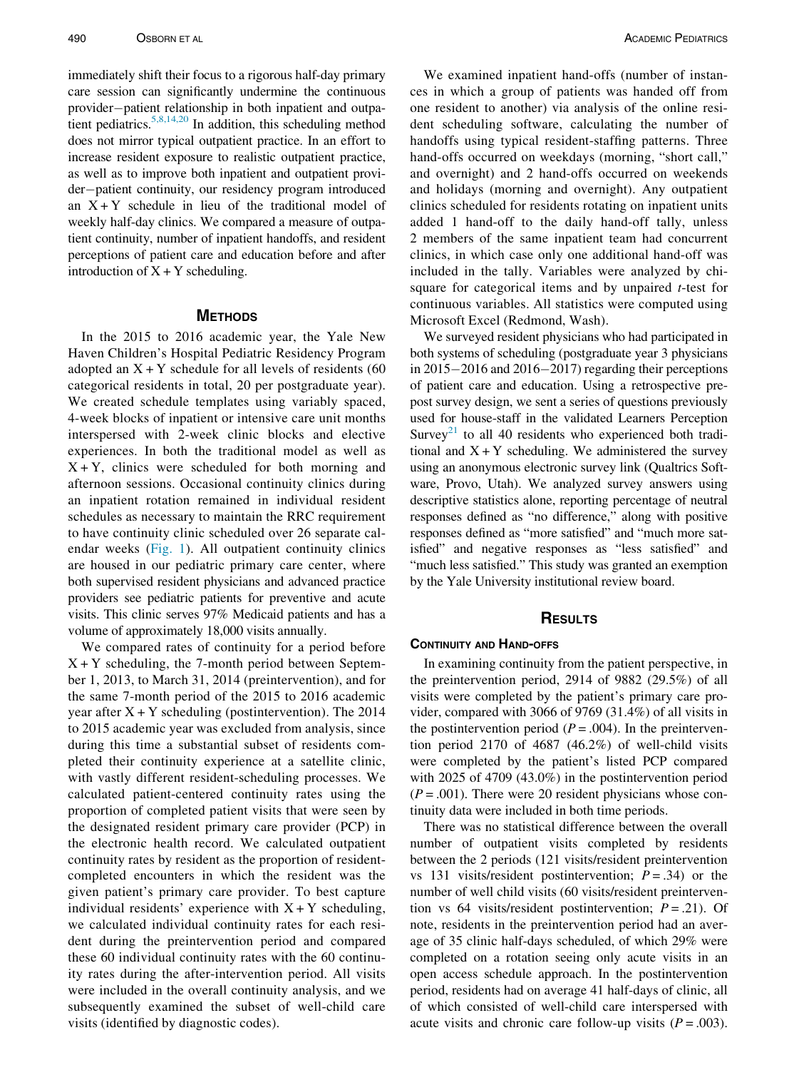immediately shift their focus to a rigorous half-day primary care session can significantly undermine the continuous provider–patient relationship in both inpatient and outpatient pediatrics.[5,8,14,20] In addition, this scheduling method does not mirror typical outpatient practice. In an effort to increase resident exposure to realistic outpatient practice, as well as to improve both inpatient and outpatient provider–patient continuity, our residency program introduced an X + Y schedule in lieu of the traditional model of weekly half-day clinics. We compared a measure of outpatient continuity, number of inpatient handoffs, and resident perceptions of patient care and education before and after introduction of X + Y scheduling.

## Methods

In the 2015 to 2016 academic year, the Yale New Haven Children's Hospital Pediatric Residency Program adopted an X + Y schedule for all levels of residents (60 categorical residents in total, 20 per postgraduate year). We created schedule templates using variably spaced, 4-week blocks of inpatient or intensive care unit months interspersed with 2-week clinic blocks and elective experiences. In both the traditional model as well as X + Y, clinics were scheduled for both morning and afternoon sessions. Occasional continuity clinics during an inpatient rotation remained in individual resident schedules as necessary to maintain the RRC requirement to have continuity clinic scheduled over 26 separate calendar weeks (Fig. 1). All outpatient continuity clinics are housed in our pediatric primary care center, where both supervised resident physicians and advanced practice providers see pediatric patients for preventive and acute visits. This clinic serves 97% Medicaid patients and has a volume of approximately 18,000 visits annually.

We compared rates of continuity for a period before X + Y scheduling, the 7-month period between September 1, 2013, to March 31, 2014 (preintervention), and for the same 7-month period of the 2015 to 2016 academic year after X + Y scheduling (postintervention). The 2014 to 2015 academic year was excluded from analysis, since during this time a substantial subset of residents completed their continuity experience at a satellite clinic, with vastly different resident-scheduling processes. We calculated patient-centered continuity rates using the proportion of completed patient visits that were seen by the designated resident primary care provider (PCP) in the electronic health record. We calculated outpatient continuity rates by resident as the proportion of resident-completed encounters in which the resident was the given patient's primary care provider. To best capture individual residents' experience with X + Y scheduling, we calculated individual continuity rates for each resident during the preintervention period and compared these 60 individual continuity rates with the 60 continuity rates during the after-intervention period. All visits were included in the overall continuity analysis, and we subsequently examined the subset of well-child care visits (identified by diagnostic codes).

We examined inpatient hand-offs (number of instances in which a group of patients was handed off from one resident to another) via analysis of the online resident scheduling software, calculating the number of handoffs using typical resident-staffing patterns. Three hand-offs occurred on weekdays (morning, "short call," and overnight) and 2 hand-offs occurred on weekends and holidays (morning and overnight). Any outpatient clinics scheduled for residents rotating on inpatient units added 1 hand-off to the daily hand-off tally, unless 2 members of the same inpatient team had concurrent clinics, in which case only one additional hand-off was included in the tally. Variables were analyzed by chi-square for categorical items and by unpaired *t*-test for continuous variables. All statistics were computed using Microsoft Excel (Redmond, Wash).

We surveyed resident physicians who had participated in both systems of scheduling (postgraduate year 3 physicians in 2015–2016 and 2016–2017) regarding their perceptions of patient care and education. Using a retrospective pre-post survey design, we sent a series of questions previously used for house-staff in the validated Learners Perception Survey[21] to all 40 residents who experienced both traditional and X + Y scheduling. We administered the survey using an anonymous electronic survey link (Qualtrics Software, Provo, Utah). We analyzed survey answers using descriptive statistics alone, reporting percentage of neutral responses defined as "no difference," along with positive responses defined as "more satisfied" and "much more satisfied" and negative responses as "less satisfied" and "much less satisfied." This study was granted an exemption by the Yale University institutional review board.

## Results

### Continuity and Hand-offs

In examining continuity from the patient perspective, in the preintervention period, 2914 of 9882 (29.5%) of all visits were completed by the patient's primary care provider, compared with 3066 of 9769 (31.4%) of all visits in the postintervention period ($P = .004$). In the preintervention period 2170 of 4687 (46.2%) of well-child visits were completed by the patient's listed PCP compared with 2025 of 4709 (43.0%) in the postintervention period ($P = .001$). There were 20 resident physicians whose continuity data were included in both time periods.

There was no statistical difference between the overall number of outpatient visits completed by residents between the 2 periods (121 visits/resident preintervention vs 131 visits/resident postintervention; $P = .34$) or the number of well child visits (60 visits/resident preintervention vs 64 visits/resident postintervention; $P = .21$). Of note, residents in the preintervention period had an average of 35 clinic half-days scheduled, of which 29% were completed on a rotation seeing only acute visits in an open access schedule approach. In the postintervention period, residents had on average 41 half-days of clinic, all of which consisted of well-child care interspersed with acute visits and chronic care follow-up visits ($P = .003$).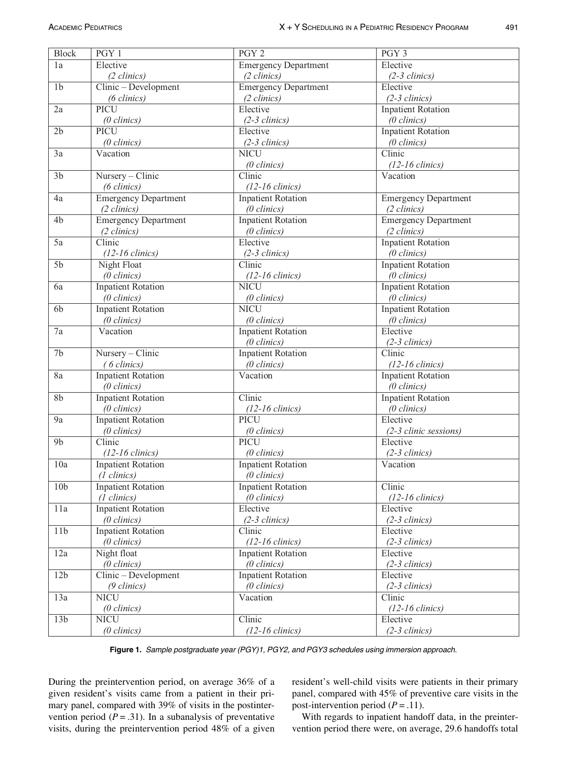| Block | PGY 1 | PGY 2 | PGY 3 |
|---|---|---|---|
| 1a | Elective *(2 clinics)* | Emergency Department *(2 clinics)* | Elective *(2-3 clinics)* |
| 1b | Clinic – Development *(6 clinics)* | Emergency Department *(2 clinics)* | Elective *(2-3 clinics)* |
| 2a | PICU *(0 clinics)* | Elective *(2-3 clinics)* | Inpatient Rotation *(0 clinics)* |
| 2b | PICU *(0 clinics)* | Elective *(2-3 clinics)* | Inpatient Rotation *(0 clinics)* |
| 3a | Vacation | NICU *(0 clinics)* | Clinic *(12-16 clinics)* |
| 3b | Nursery – Clinic *(6 clinics)* | Clinic *(12-16 clinics)* | Vacation |
| 4a | Emergency Department *(2 clinics)* | Inpatient Rotation *(0 clinics)* | Emergency Department *(2 clinics)* |
| 4b | Emergency Department *(2 clinics)* | Inpatient Rotation *(0 clinics)* | Emergency Department *(2 clinics)* |
| 5a | Clinic *(12-16 clinics)* | Elective *(2-3 clinics)* | Inpatient Rotation *(0 clinics)* |
| 5b | Night Float *(0 clinics)* | Clinic *(12-16 clinics)* | Inpatient Rotation *(0 clinics)* |
| 6a | Inpatient Rotation *(0 clinics)* | NICU *(0 clinics)* | Inpatient Rotation *(0 clinics)* |
| 6b | Inpatient Rotation *(0 clinics)* | NICU *(0 clinics)* | Inpatient Rotation *(0 clinics)* |
| 7a | Vacation | Inpatient Rotation *(0 clinics)* | Elective *(2-3 clinics)* |
| 7b | Nursery – Clinic *( 6 clinics)* | Inpatient Rotation *(0 clinics)* | Clinic *(12-16 clinics)* |
| 8a | Inpatient Rotation *(0 clinics)* | Vacation | Inpatient Rotation *(0 clinics)* |
| 8b | Inpatient Rotation *(0 clinics)* | Clinic *(12-16 clinics)* | Inpatient Rotation *(0 clinics)* |
| 9a | Inpatient Rotation *(0 clinics)* | PICU *(0 clinics)* | Elective *(2-3 clinic sessions)* |
| 9b | Clinic *(12-16 clinics)* | PICU *(0 clinics)* | Elective *(2-3 clinics)* |
| 10a | Inpatient Rotation *(1 clinics)* | Inpatient Rotation *(0 clinics)* | Vacation |
| 10b | Inpatient Rotation *(1 clinics)* | Inpatient Rotation *(0 clinics)* | Clinic *(12-16 clinics)* |
| 11a | Inpatient Rotation *(0 clinics)* | Elective *(2-3 clinics)* | Elective *(2-3 clinics)* |
| 11b | Inpatient Rotation *(0 clinics)* | Clinic *(12-16 clinics)* | Elective *(2-3 clinics)* |
| 12a | Night float *(0 clinics)* | Inpatient Rotation *(0 clinics)* | Elective *(2-3 clinics)* |
| 12b | Clinic – Development *(9 clinics)* | Inpatient Rotation *(0 clinics)* | Elective *(2-3 clinics)* |
| 13a | NICU *(0 clinics)* | Vacation | Clinic *(12-16 clinics)* |
| 13b | NICU *(0 clinics)* | Clinic *(12-16 clinics)* | Elective *(2-3 clinics)* |

**Figure 1.** *Sample postgraduate year (PGY)1, PGY2, and PGY3 schedules using immersion approach.*

During the preintervention period, on average 36% of a given resident's visits came from a patient in their primary panel, compared with 39% of visits in the postintervention period ($P = .31$). In a subanalysis of preventative visits, during the preintervention period 48% of a given resident's well-child visits were patients in their primary panel, compared with 45% of preventive care visits in the post-intervention period ($P = .11$).

With regards to inpatient handoff data, in the preintervention period there were, on average, 29.6 handoffs total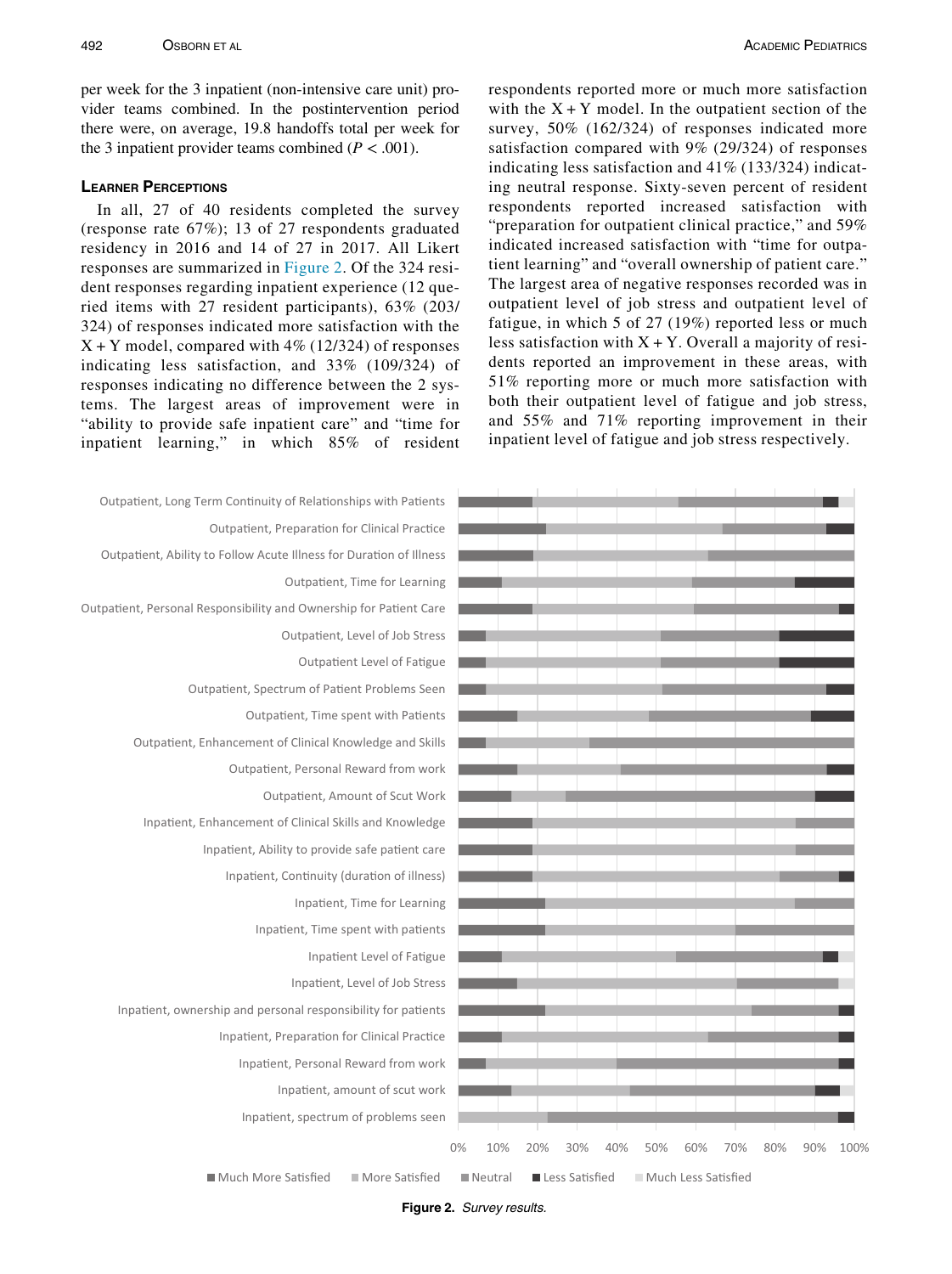per week for the 3 inpatient (non-intensive care unit) provider teams combined. In the postintervention period there were, on average, 19.8 handoffs total per week for the 3 inpatient provider teams combined ($P < .001$).

## Learner Perceptions

In all, 27 of 40 residents completed the survey (response rate 67%); 13 of 27 respondents graduated residency in 2016 and 14 of 27 in 2017. All Likert responses are summarized in Figure 2. Of the 324 resident responses regarding inpatient experience (12 queried items with 27 resident participants), 63% (203/324) of responses indicated more satisfaction with the X + Y model, compared with 4% (12/324) of responses indicating less satisfaction, and 33% (109/324) of responses indicating no difference between the 2 systems. The largest areas of improvement were in "ability to provide safe inpatient care" and "time for inpatient learning," in which 85% of resident respondents reported more or much more satisfaction with the X + Y model. In the outpatient section of the survey, 50% (162/324) of responses indicated more satisfaction compared with 9% (29/324) of responses indicating less satisfaction and 41% (133/324) indicating neutral response. Sixty-seven percent of resident respondents reported increased satisfaction with "preparation for outpatient clinical practice," and 59% indicated increased satisfaction with "time for outpatient learning" and "overall ownership of patient care." The largest area of negative responses recorded was in outpatient level of job stress and outpatient level of fatigue, in which 5 of 27 (19%) reported less or much less satisfaction with X + Y. Overall a majority of residents reported an improvement in these areas, with 51% reporting more or much more satisfaction with both their outpatient level of fatigue and job stress, and 55% and 71% reporting improvement in their inpatient level of fatigue and job stress respectively.

**Figure 2.** *Survey results.*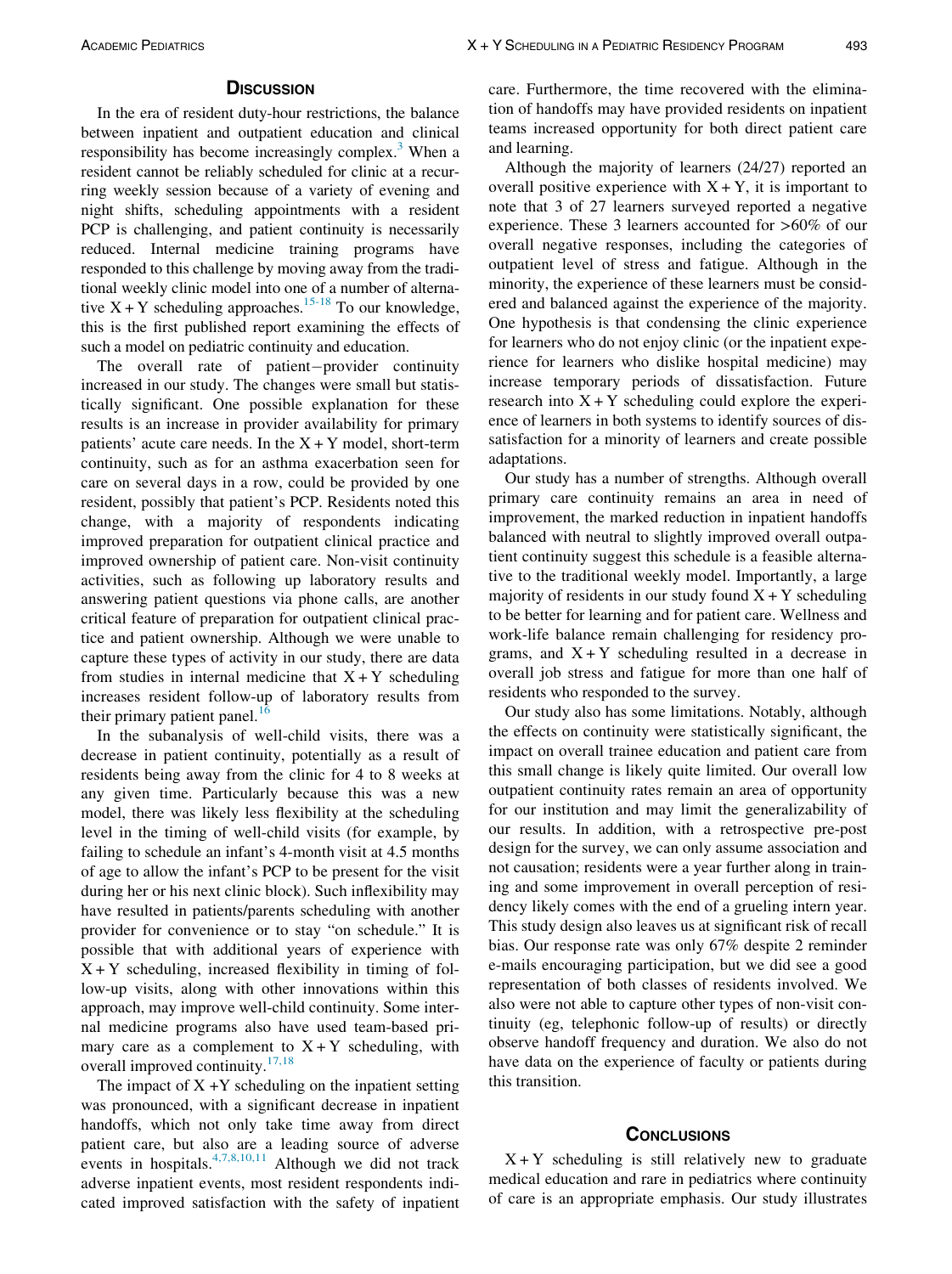## Discussion

In the era of resident duty-hour restrictions, the balance between inpatient and outpatient education and clinical responsibility has become increasingly complex.[3] When a resident cannot be reliably scheduled for clinic at a recurring weekly session because of a variety of evening and night shifts, scheduling appointments with a resident PCP is challenging, and patient continuity is necessarily reduced. Internal medicine training programs have responded to this challenge by moving away from the traditional weekly clinic model into one of a number of alternative X + Y scheduling approaches.[15-18] To our knowledge, this is the first published report examining the effects of such a model on pediatric continuity and education.

The overall rate of patient−provider continuity increased in our study. The changes were small but statistically significant. One possible explanation for these results is an increase in provider availability for primary patients' acute care needs. In the X + Y model, short-term continuity, such as for an asthma exacerbation seen for care on several days in a row, could be provided by one resident, possibly that patient's PCP. Residents noted this change, with a majority of respondents indicating improved preparation for outpatient clinical practice and improved ownership of patient care. Non-visit continuity activities, such as following up laboratory results and answering patient questions via phone calls, are another critical feature of preparation for outpatient clinical practice and patient ownership. Although we were unable to capture these types of activity in our study, there are data from studies in internal medicine that X + Y scheduling increases resident follow-up of laboratory results from their primary patient panel.[16]

In the subanalysis of well-child visits, there was a decrease in patient continuity, potentially as a result of residents being away from the clinic for 4 to 8 weeks at any given time. Particularly because this was a new model, there was likely less flexibility at the scheduling level in the timing of well-child visits (for example, by failing to schedule an infant's 4-month visit at 4.5 months of age to allow the infant's PCP to be present for the visit during her or his next clinic block). Such inflexibility may have resulted in patients/parents scheduling with another provider for convenience or to stay "on schedule." It is possible that with additional years of experience with X + Y scheduling, increased flexibility in timing of follow-up visits, along with other innovations within this approach, may improve well-child continuity. Some internal medicine programs also have used team-based primary care as a complement to X + Y scheduling, with overall improved continuity.[17,18]

The impact of X +Y scheduling on the inpatient setting was pronounced, with a significant decrease in inpatient handoffs, which not only take time away from direct patient care, but also are a leading source of adverse events in hospitals.[4,7,8,10,11] Although we did not track adverse inpatient events, most resident respondents indicated improved satisfaction with the safety of inpatient care. Furthermore, the time recovered with the elimination of handoffs may have provided residents on inpatient teams increased opportunity for both direct patient care and learning.

Although the majority of learners (24/27) reported an overall positive experience with X + Y, it is important to note that 3 of 27 learners surveyed reported a negative experience. These 3 learners accounted for >60% of our overall negative responses, including the categories of outpatient level of stress and fatigue. Although in the minority, the experience of these learners must be considered and balanced against the experience of the majority. One hypothesis is that condensing the clinic experience for learners who do not enjoy clinic (or the inpatient experience for learners who dislike hospital medicine) may increase temporary periods of dissatisfaction. Future research into X + Y scheduling could explore the experience of learners in both systems to identify sources of dissatisfaction for a minority of learners and create possible adaptations.

Our study has a number of strengths. Although overall primary care continuity remains an area in need of improvement, the marked reduction in inpatient handoffs balanced with neutral to slightly improved overall outpatient continuity suggest this schedule is a feasible alternative to the traditional weekly model. Importantly, a large majority of residents in our study found X + Y scheduling to be better for learning and for patient care. Wellness and work-life balance remain challenging for residency programs, and X + Y scheduling resulted in a decrease in overall job stress and fatigue for more than one half of residents who responded to the survey.

Our study also has some limitations. Notably, although the effects on continuity were statistically significant, the impact on overall trainee education and patient care from this small change is likely quite limited. Our overall low outpatient continuity rates remain an area of opportunity for our institution and may limit the generalizability of our results. In addition, with a retrospective pre-post design for the survey, we can only assume association and not causation; residents were a year further along in training and some improvement in overall perception of residency likely comes with the end of a grueling intern year. This study design also leaves us at significant risk of recall bias. Our response rate was only 67% despite 2 reminder e-mails encouraging participation, but we did see a good representation of both classes of residents involved. We also were not able to capture other types of non-visit continuity (eg, telephonic follow-up of results) or directly observe handoff frequency and duration. We also do not have data on the experience of faculty or patients during this transition.

## Conclusions

X + Y scheduling is still relatively new to graduate medical education and rare in pediatrics where continuity of care is an appropriate emphasis. Our study illustrates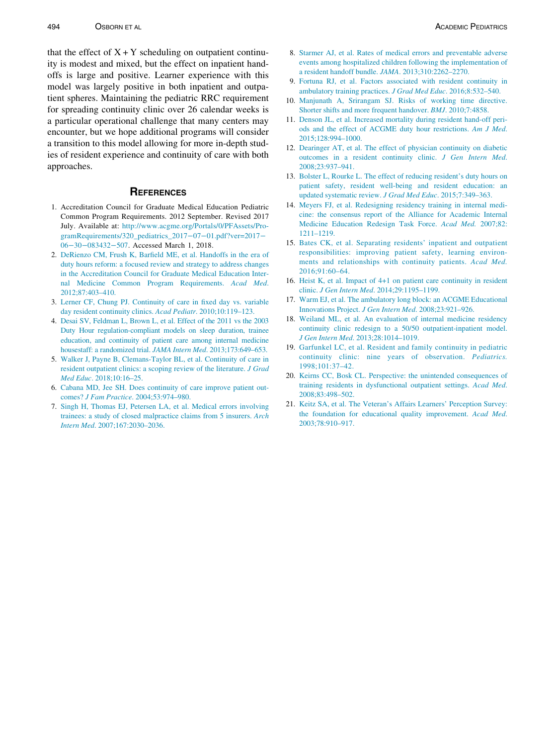that the effect of X + Y scheduling on outpatient continuity is modest and mixed, but the effect on inpatient handoffs is large and positive. Learner experience with this model was largely positive in both inpatient and outpatient spheres. Maintaining the pediatric RRC requirement for spreading continuity clinic over 26 calendar weeks is a particular operational challenge that many centers may encounter, but we hope additional programs will consider a transition to this model allowing for more in-depth studies of resident experience and continuity of care with both approaches.

## References

1. Accreditation Council for Graduate Medical Education Pediatric Common Program Requirements. 2012 September. Revised 2017 July. Available at: http://www.acgme.org/Portals/0/PFAssets/ProgramRequirements/320_pediatrics_2017−07−01.pdf?ver=2017−06−30−083432−507. Accessed March 1, 2018.
2. DeRienzo CM, Frush K, Barfield ME, et al. Handoffs in the era of duty hours reform: a focused review and strategy to address changes in the Accreditation Council for Graduate Medical Education Internal Medicine Common Program Requirements. *Acad Med*. 2012;87:403–410.
3. Lerner CF, Chung PJ. Continuity of care in fixed day vs. variable day resident continuity clinics. *Acad Pediatr*. 2010;10:119–123.
4. Desai SV, Feldman L, Brown L, et al. Effect of the 2011 vs the 2003 Duty Hour regulation-compliant models on sleep duration, trainee education, and continuity of patient care among internal medicine housestaff: a randomized trial. *JAMA Intern Med*. 2013;173:649–653.
5. Walker J, Payne B, Clemens-Taylor BL, et al. Continuity of care in resident outpatient clinics: a scoping review of the literature. *J Grad Med Educ*. 2018;10:16–25.
6. Cabana MD, Jee SH. Does continuity of care improve patient outcomes? *J Fam Practice*. 2004;53:974–980.
7. Singh H, Thomas EJ, Petersen LA, et al. Medical errors involving trainees: a study of closed malpractice claims from 5 insurers. *Arch Intern Med*. 2007;167:2030–2036.
8. Starmer AJ, et al. Rates of medical errors and preventable adverse events among hospitalized children following the implementation of a resident handoff bundle. *JAMA*. 2013;310:2262–2270.
9. Fortuna RJ, et al. Factors associated with resident continuity in ambulatory training practices. *J Grad Med Educ*. 2016;8:532–540.
10. Manjunath A, Srirangam SJ. Risks of working time directive. Shorter shifts and more frequent handover. *BMJ*. 2010;7:4858.
11. Denson JL, et al. Increased mortality during resident hand-off periods and the effect of ACGME duty hour restrictions. *Am J Med*. 2015;128:994–1000.
12. Dearinger AT, et al. The effect of physician continuity on diabetic outcomes in a resident continuity clinic. *J Gen Intern Med*. 2008;23:937–941.
13. Bolster L, Rourke L. The effect of reducing resident's duty hours on patient safety, resident well-being and resident education: an updated systematic review. *J Grad Med Educ*. 2015;7:349–363.
14. Meyers FJ, et al. Redesigning residency training in internal medicine: the consensus report of the Alliance for Academic Internal Medicine Education Redesign Task Force. *Acad Med*. 2007;82:1211–1219.
15. Bates CK, et al. Separating residents' inpatient and outpatient responsibilities: improving patient safety, learning environments and relationships with continuity patients. *Acad Med*. 2016;91:60–64.
16. Heist K, et al. Impact of 4+1 on patient care continuity in resident clinic. *J Gen Intern Med*. 2014;29:1195–1199.
17. Warm EJ, et al. The ambulatory long block: an ACGME Educational Innovations Project. *J Gen Intern Med*. 2008;23:921–926.
18. Weiland ML, et al. An evaluation of internal medicine residency continuity clinic redesign to a 50/50 outpatient-inpatient model. *J Gen Intern Med*. 2013;28:1014–1019.
19. Garfunkel LC, et al. Resident and family continuity in pediatric continuity clinic: nine years of observation. *Pediatrics*. 1998;101:37–42.
20. Keirns CC, Bosk CL. Perspective: the unintended consequences of training residents in dysfunctional outpatient settings. *Acad Med*. 2008;83:498–502.
21. Keitz SA, et al. The Veteran's Affairs Learners' Perception Survey: the foundation for educational quality improvement. *Acad Med*. 2003;78:910–917.